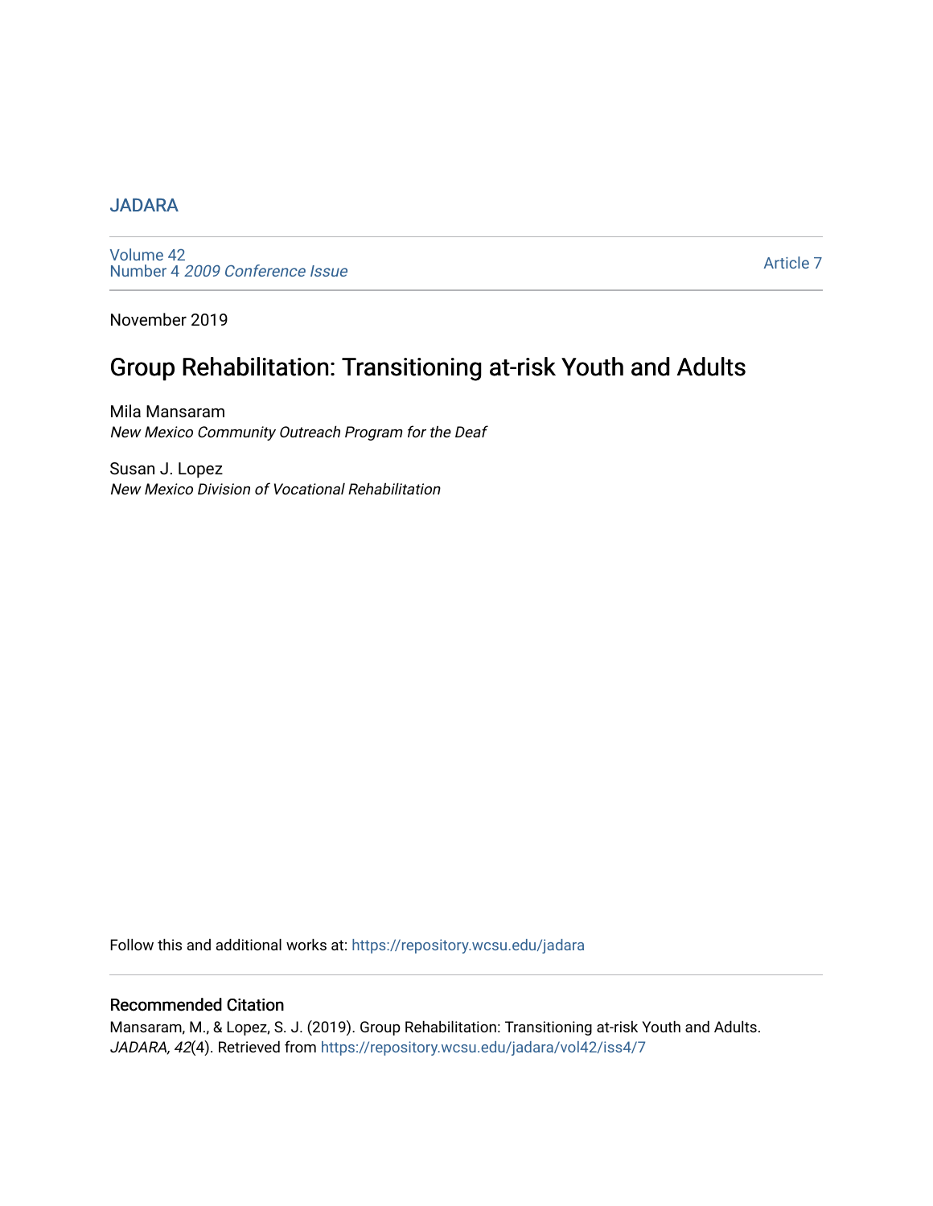JADARA

Volume 42
Number 4 *2009 Conference Issue*

Article 7

November 2019

# Group Rehabilitation: Transitioning at-risk Youth and Adults

Mila Mansaram
*New Mexico Community Outreach Program for the Deaf*

Susan J. Lopez
*New Mexico Division of Vocational Rehabilitation*

Follow this and additional works at: https://repository.wcsu.edu/jadara

## Recommended Citation

Mansaram, M., & Lopez, S. J. (2019). Group Rehabilitation: Transitioning at-risk Youth and Adults. *JADARA, 42*(4). Retrieved from https://repository.wcsu.edu/jadara/vol42/iss4/7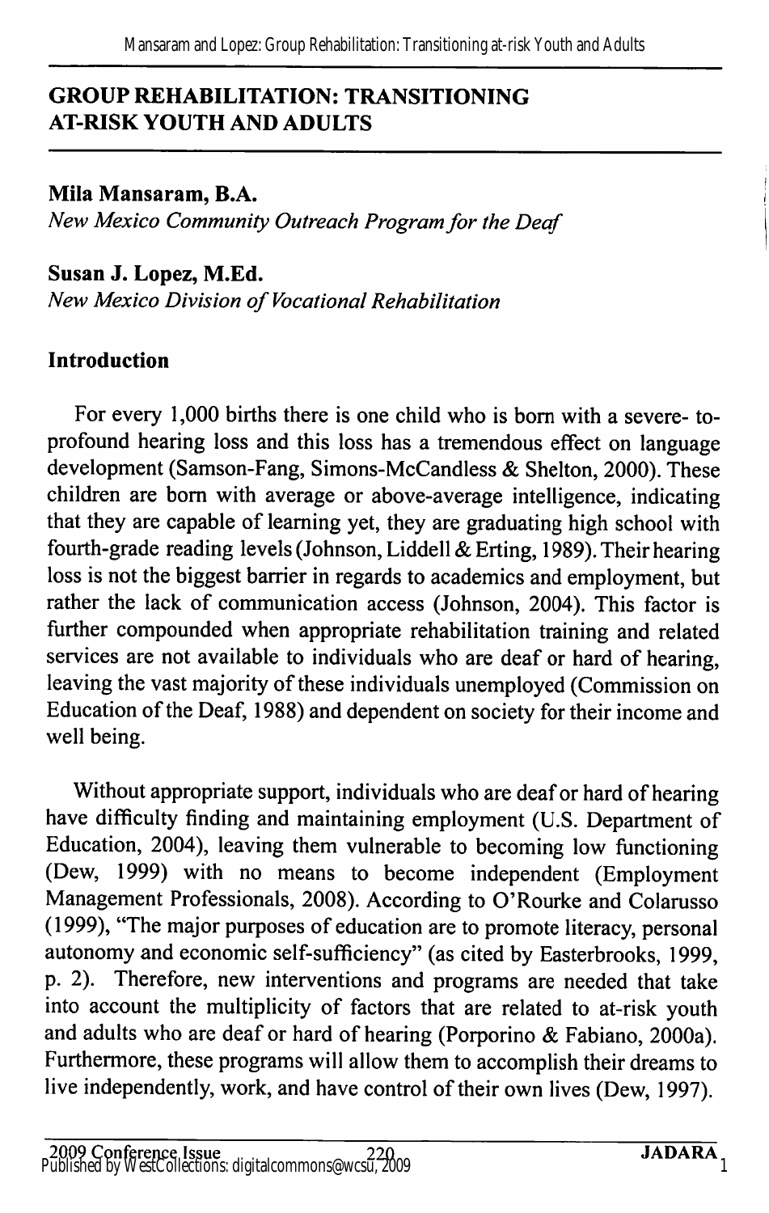## GROUP REHABILITATION: TRANSITIONING AT-RISK YOUTH AND ADULTS

**Mila Mansaram, B.A.**
*New Mexico Community Outreach Program for the Deaf*

**Susan J. Lopez, M.Ed.**
*New Mexico Division of Vocational Rehabilitation*

### Introduction

For every 1,000 births there is one child who is born with a severe- to-profound hearing loss and this loss has a tremendous effect on language development (Samson-Fang, Simons-McCandless & Shelton, 2000). These children are born with average or above-average intelligence, indicating that they are capable of learning yet, they are graduating high school with fourth-grade reading levels (Johnson, Liddell & Erting, 1989). Their hearing loss is not the biggest barrier in regards to academics and employment, but rather the lack of communication access (Johnson, 2004). This factor is further compounded when appropriate rehabilitation training and related services are not available to individuals who are deaf or hard of hearing, leaving the vast majority of these individuals unemployed (Commission on Education of the Deaf, 1988) and dependent on society for their income and well being.

Without appropriate support, individuals who are deaf or hard of hearing have difficulty finding and maintaining employment (U.S. Department of Education, 2004), leaving them vulnerable to becoming low functioning (Dew, 1999) with no means to become independent (Employment Management Professionals, 2008). According to O'Rourke and Colarusso (1999), "The major purposes of education are to promote literacy, personal autonomy and economic self-sufficiency" (as cited by Easterbrooks, 1999, p. 2). Therefore, new interventions and programs are needed that take into account the multiplicity of factors that are related to at-risk youth and adults who are deaf or hard of hearing (Porporino & Fabiano, 2000a). Furthermore, these programs will allow them to accomplish their dreams to live independently, work, and have control of their own lives (Dew, 1997).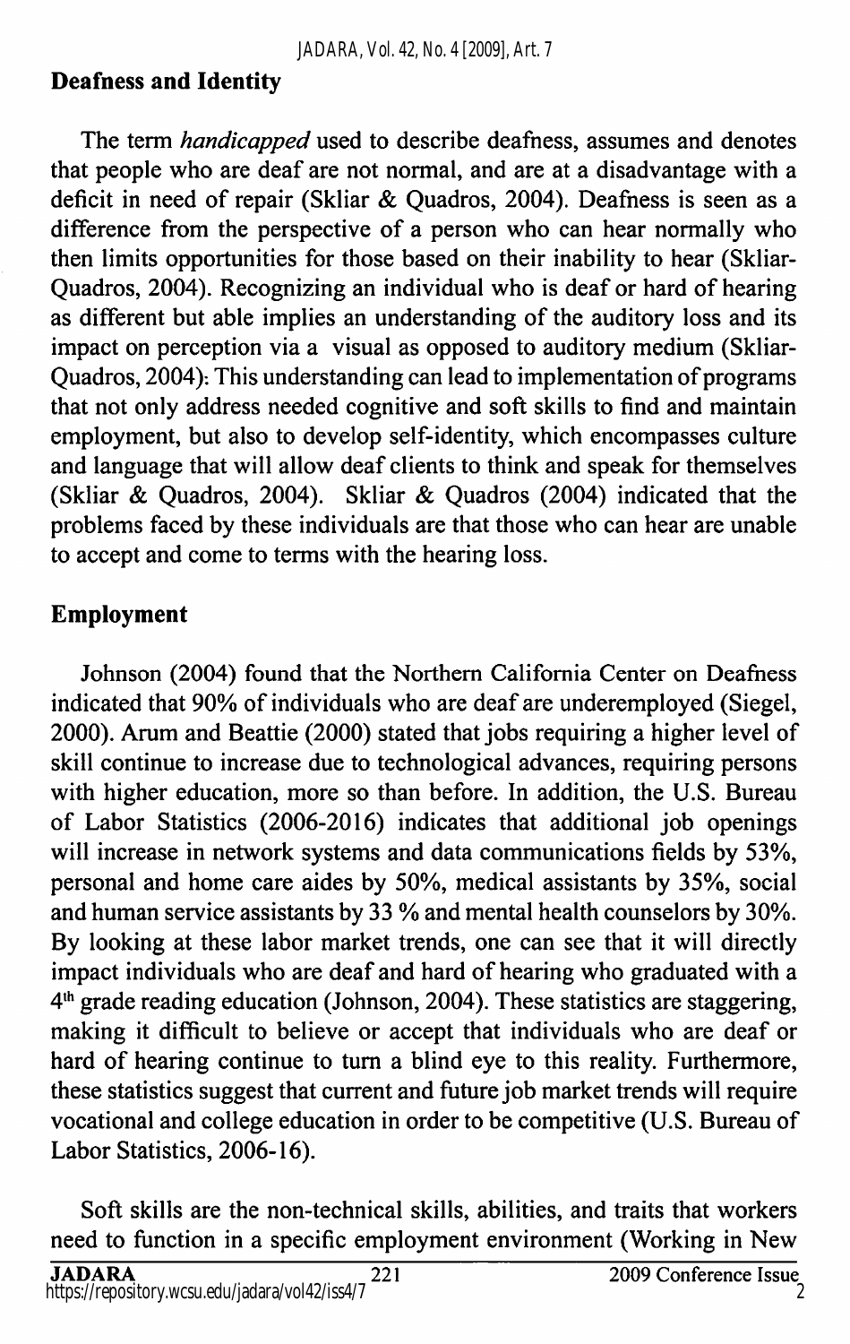## Deafness and Identity

The term *handicapped* used to describe deafness, assumes and denotes that people who are deaf are not normal, and are at a disadvantage with a deficit in need of repair (Skliar & Quadros, 2004). Deafness is seen as a difference from the perspective of a person who can hear normally who then limits opportunities for those based on their inability to hear (Skliar-Quadros, 2004). Recognizing an individual who is deaf or hard of hearing as different but able implies an understanding of the auditory loss and its impact on perception via a visual as opposed to auditory medium (Skliar-Quadros, 2004). This understanding can lead to implementation of programs that not only address needed cognitive and soft skills to find and maintain employment, but also to develop self-identity, which encompasses culture and language that will allow deaf clients to think and speak for themselves (Skliar & Quadros, 2004). Skliar & Quadros (2004) indicated that the problems faced by these individuals are that those who can hear are unable to accept and come to terms with the hearing loss.

## Employment

Johnson (2004) found that the Northern California Center on Deafness indicated that 90% of individuals who are deaf are underemployed (Siegel, 2000). Arum and Beattie (2000) stated that jobs requiring a higher level of skill continue to increase due to technological advances, requiring persons with higher education, more so than before. In addition, the U.S. Bureau of Labor Statistics (2006-2016) indicates that additional job openings will increase in network systems and data communications fields by 53%, personal and home care aides by 50%, medical assistants by 35%, social and human service assistants by 33 % and mental health counselors by 30%. By looking at these labor market trends, one can see that it will directly impact individuals who are deaf and hard of hearing who graduated with a 4th grade reading education (Johnson, 2004). These statistics are staggering, making it difficult to believe or accept that individuals who are deaf or hard of hearing continue to turn a blind eye to this reality. Furthermore, these statistics suggest that current and future job market trends will require vocational and college education in order to be competitive (U.S. Bureau of Labor Statistics, 2006-16).

Soft skills are the non-technical skills, abilities, and traits that workers need to function in a specific employment environment (Working in New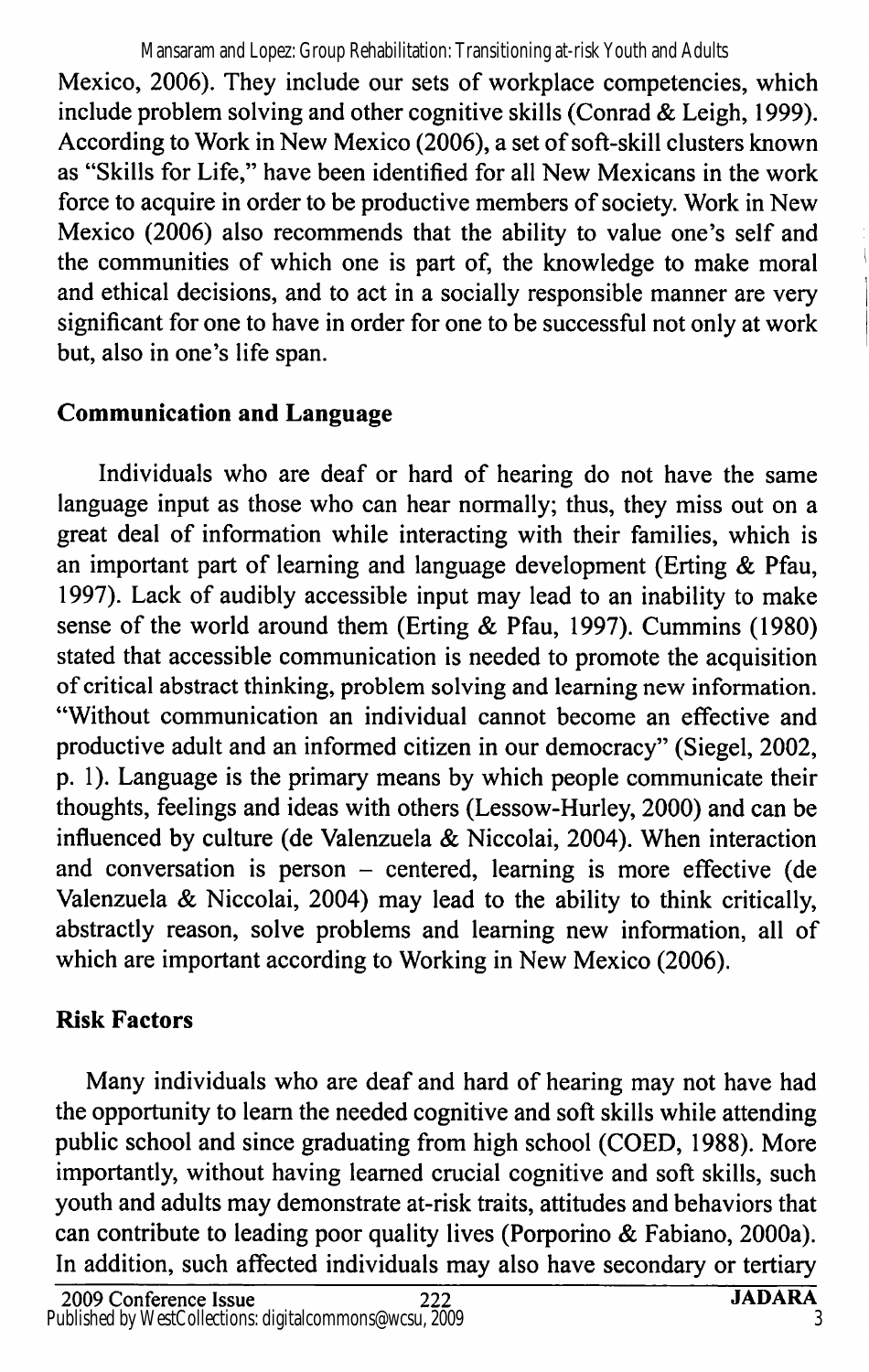Mexico, 2006). They include our sets of workplace competencies, which include problem solving and other cognitive skills (Conrad & Leigh, 1999). According to Work in New Mexico (2006), a set of soft-skill clusters known as "Skills for Life," have been identified for all New Mexicans in the work force to acquire in order to be productive members of society. Work in New Mexico (2006) also recommends that the ability to value one's self and the communities of which one is part of, the knowledge to make moral and ethical decisions, and to act in a socially responsible manner are very significant for one to have in order for one to be successful not only at work but, also in one's life span.

## Communication and Language

Individuals who are deaf or hard of hearing do not have the same language input as those who can hear normally; thus, they miss out on a great deal of information while interacting with their families, which is an important part of learning and language development (Erting & Pfau, 1997). Lack of audibly accessible input may lead to an inability to make sense of the world around them (Erting & Pfau, 1997). Cummins (1980) stated that accessible communication is needed to promote the acquisition of critical abstract thinking, problem solving and learning new information. "Without communication an individual cannot become an effective and productive adult and an informed citizen in our democracy" (Siegel, 2002, p. 1). Language is the primary means by which people communicate their thoughts, feelings and ideas with others (Lessow-Hurley, 2000) and can be influenced by culture (de Valenzuela & Niccolai, 2004). When interaction and conversation is person – centered, learning is more effective (de Valenzuela & Niccolai, 2004) may lead to the ability to think critically, abstractly reason, solve problems and learning new information, all of which are important according to Working in New Mexico (2006).

## Risk Factors

Many individuals who are deaf and hard of hearing may not have had the opportunity to learn the needed cognitive and soft skills while attending public school and since graduating from high school (COED, 1988). More importantly, without having learned crucial cognitive and soft skills, such youth and adults may demonstrate at-risk traits, attitudes and behaviors that can contribute to leading poor quality lives (Porporino & Fabiano, 2000a). In addition, such affected individuals may also have secondary or tertiary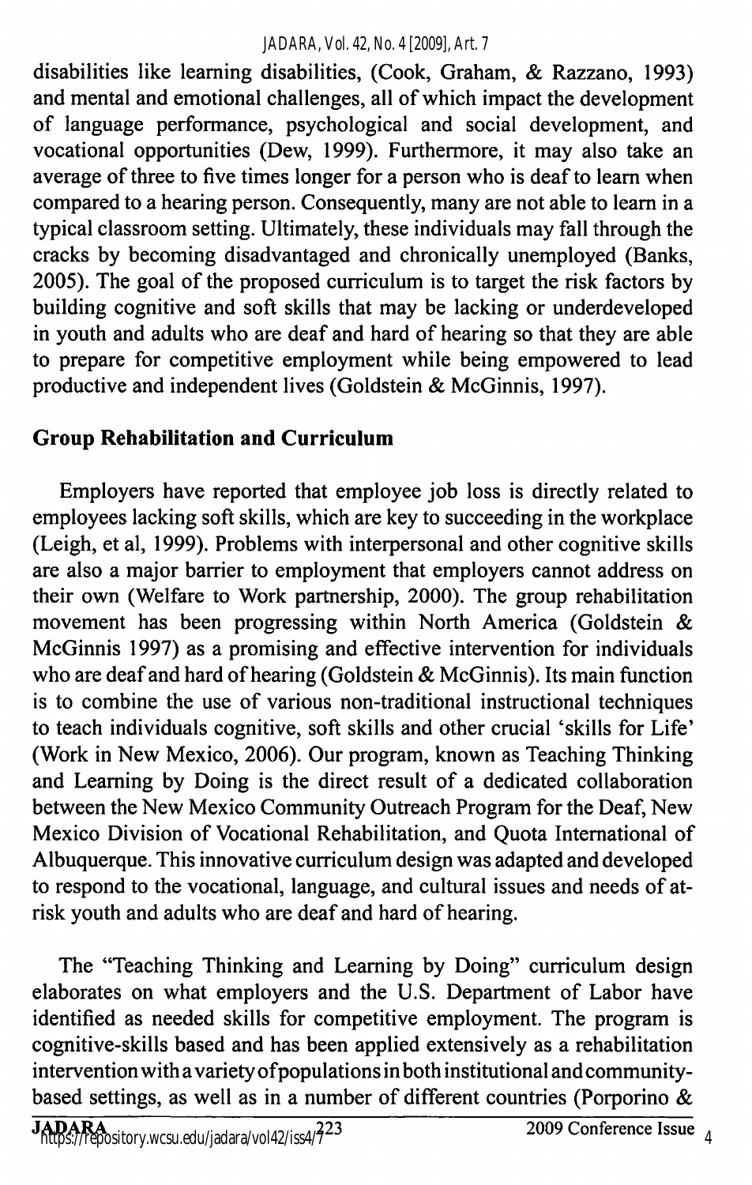disabilities like learning disabilities, (Cook, Graham, & Razzano, 1993) and mental and emotional challenges, all of which impact the development of language performance, psychological and social development, and vocational opportunities (Dew, 1999). Furthermore, it may also take an average of three to five times longer for a person who is deaf to learn when compared to a hearing person. Consequently, many are not able to learn in a typical classroom setting. Ultimately, these individuals may fall through the cracks by becoming disadvantaged and chronically unemployed (Banks, 2005). The goal of the proposed curriculum is to target the risk factors by building cognitive and soft skills that may be lacking or underdeveloped in youth and adults who are deaf and hard of hearing so that they are able to prepare for competitive employment while being empowered to lead productive and independent lives (Goldstein & McGinnis, 1997).

## Group Rehabilitation and Curriculum

Employers have reported that employee job loss is directly related to employees lacking soft skills, which are key to succeeding in the workplace (Leigh, et al, 1999). Problems with interpersonal and other cognitive skills are also a major barrier to employment that employers cannot address on their own (Welfare to Work partnership, 2000). The group rehabilitation movement has been progressing within North America (Goldstein & McGinnis 1997) as a promising and effective intervention for individuals who are deaf and hard of hearing (Goldstein & McGinnis). Its main function is to combine the use of various non-traditional instructional techniques to teach individuals cognitive, soft skills and other crucial 'skills for Life' (Work in New Mexico, 2006). Our program, known as Teaching Thinking and Learning by Doing is the direct result of a dedicated collaboration between the New Mexico Community Outreach Program for the Deaf, New Mexico Division of Vocational Rehabilitation, and Quota International of Albuquerque. This innovative curriculum design was adapted and developed to respond to the vocational, language, and cultural issues and needs of at-risk youth and adults who are deaf and hard of hearing.

The "Teaching Thinking and Learning by Doing" curriculum design elaborates on what employers and the U.S. Department of Labor have identified as needed skills for competitive employment. The program is cognitive-skills based and has been applied extensively as a rehabilitation intervention with a variety of populations in both institutional and community-based settings, as well as in a number of different countries (Porporino &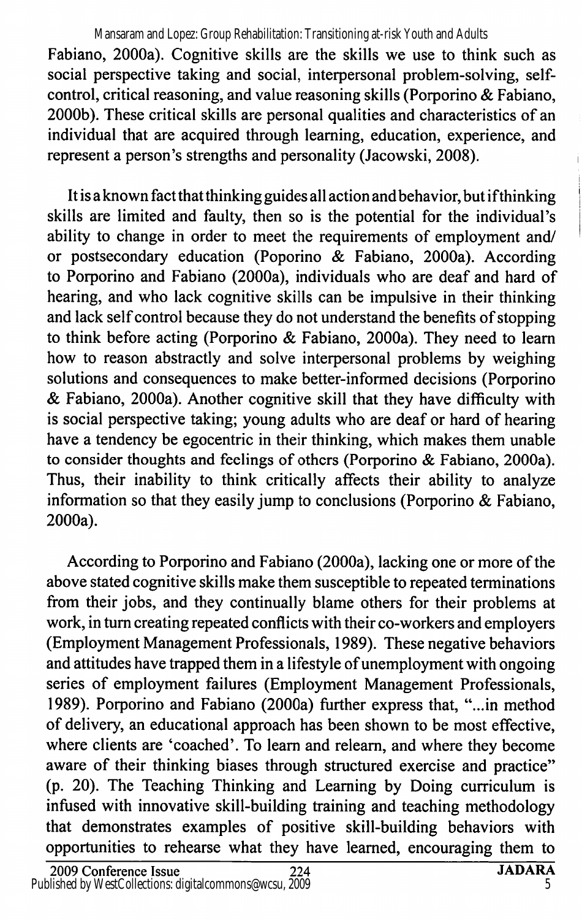Fabiano, 2000a). Cognitive skills are the skills we use to think such as social perspective taking and social, interpersonal problem-solving, self-control, critical reasoning, and value reasoning skills (Porporino & Fabiano, 2000b). These critical skills are personal qualities and characteristics of an individual that are acquired through learning, education, experience, and represent a person's strengths and personality (Jacowski, 2008).

It is a known fact that thinking guides all action and behavior, but if thinking skills are limited and faulty, then so is the potential for the individual's ability to change in order to meet the requirements of employment and/or postsecondary education (Poporino & Fabiano, 2000a). According to Porporino and Fabiano (2000a), individuals who are deaf and hard of hearing, and who lack cognitive skills can be impulsive in their thinking and lack self control because they do not understand the benefits of stopping to think before acting (Porporino & Fabiano, 2000a). They need to learn how to reason abstractly and solve interpersonal problems by weighing solutions and consequences to make better-informed decisions (Porporino & Fabiano, 2000a). Another cognitive skill that they have difficulty with is social perspective taking; young adults who are deaf or hard of hearing have a tendency be egocentric in their thinking, which makes them unable to consider thoughts and feelings of others (Porporino & Fabiano, 2000a). Thus, their inability to think critically affects their ability to analyze information so that they easily jump to conclusions (Porporino & Fabiano, 2000a).

According to Porporino and Fabiano (2000a), lacking one or more of the above stated cognitive skills make them susceptible to repeated terminations from their jobs, and they continually blame others for their problems at work, in turn creating repeated conflicts with their co-workers and employers (Employment Management Professionals, 1989). These negative behaviors and attitudes have trapped them in a lifestyle of unemployment with ongoing series of employment failures (Employment Management Professionals, 1989). Porporino and Fabiano (2000a) further express that, "...in method of delivery, an educational approach has been shown to be most effective, where clients are 'coached'. To learn and relearn, and where they become aware of their thinking biases through structured exercise and practice" (p. 20). The Teaching Thinking and Learning by Doing curriculum is infused with innovative skill-building training and teaching methodology that demonstrates examples of positive skill-building behaviors with opportunities to rehearse what they have learned, encouraging them to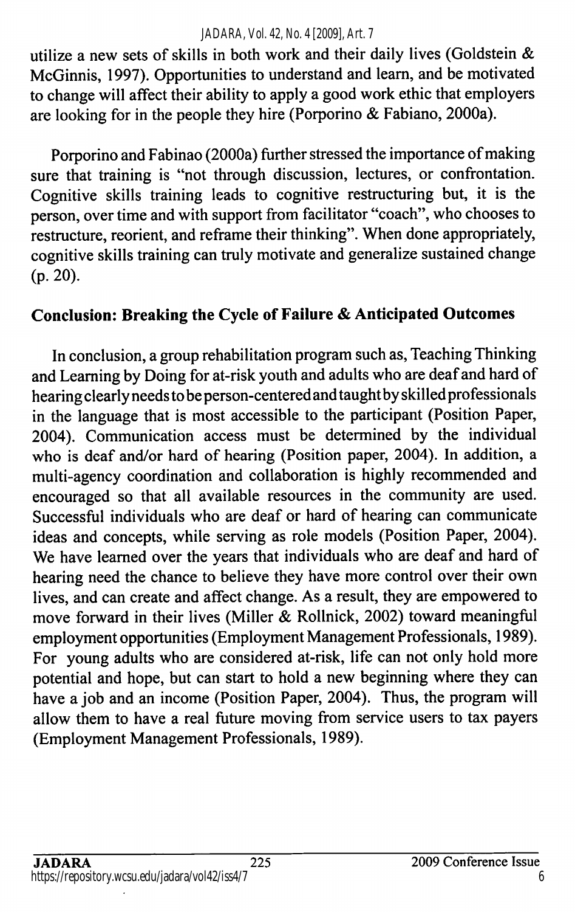utilize a new sets of skills in both work and their daily lives (Goldstein & McGinnis, 1997). Opportunities to understand and learn, and be motivated to change will affect their ability to apply a good work ethic that employers are looking for in the people they hire (Porporino & Fabiano, 2000a).

Porporino and Fabinao (2000a) further stressed the importance of making sure that training is "not through discussion, lectures, or confrontation. Cognitive skills training leads to cognitive restructuring but, it is the person, over time and with support from facilitator "coach", who chooses to restructure, reorient, and reframe their thinking". When done appropriately, cognitive skills training can truly motivate and generalize sustained change (p. 20).

## Conclusion: Breaking the Cycle of Failure & Anticipated Outcomes

In conclusion, a group rehabilitation program such as, Teaching Thinking and Learning by Doing for at-risk youth and adults who are deaf and hard of hearing clearly needs to be person-centered and taught by skilled professionals in the language that is most accessible to the participant (Position Paper, 2004). Communication access must be determined by the individual who is deaf and/or hard of hearing (Position paper, 2004). In addition, a multi-agency coordination and collaboration is highly recommended and encouraged so that all available resources in the community are used. Successful individuals who are deaf or hard of hearing can communicate ideas and concepts, while serving as role models (Position Paper, 2004). We have learned over the years that individuals who are deaf and hard of hearing need the chance to believe they have more control over their own lives, and can create and affect change. As a result, they are empowered to move forward in their lives (Miller & Rollnick, 2002) toward meaningful employment opportunities (Employment Management Professionals, 1989). For young adults who are considered at-risk, life can not only hold more potential and hope, but can start to hold a new beginning where they can have a job and an income (Position Paper, 2004). Thus, the program will allow them to have a real future moving from service users to tax payers (Employment Management Professionals, 1989).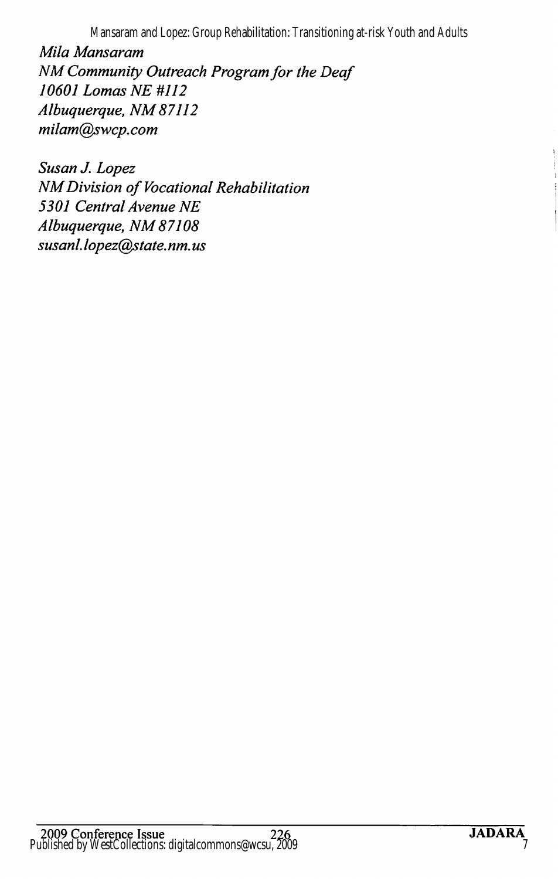*Mila Mansaram*
*NM Community Outreach Program for the Deaf*
*10601 Lomas NE #112*
*Albuquerque, NM 87112*
*milam@swcp.com*

*Susan J. Lopez*
*NM Division of Vocational Rehabilitation*
*5301 Central Avenue NE*
*Albuquerque, NM 87108*
*susanl.lopez@state.nm.us*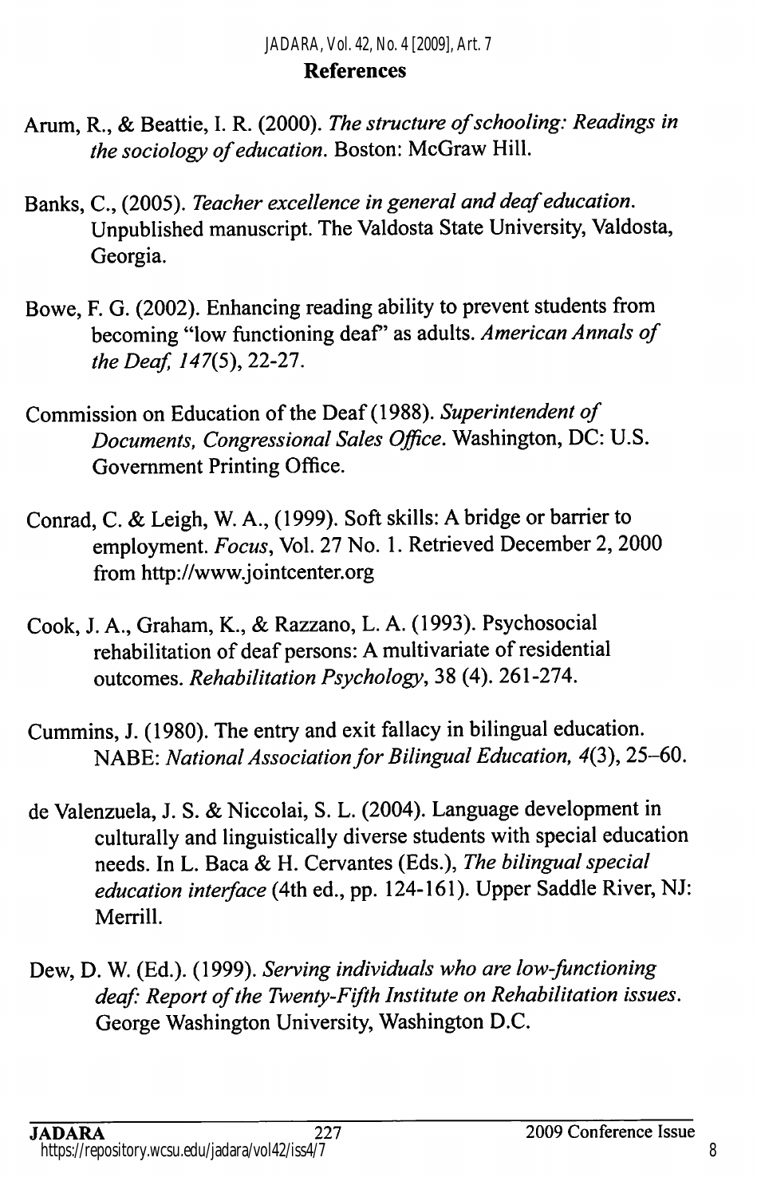## References

Arum, R., & Beattie, I. R. (2000). *The structure of schooling: Readings in the sociology of education.* Boston: McGraw Hill.

Banks, C., (2005). *Teacher excellence in general and deaf education.* Unpublished manuscript. The Valdosta State University, Valdosta, Georgia.

Bowe, F. G. (2002). Enhancing reading ability to prevent students from becoming "low functioning deaf" as adults. *American Annals of the Deaf, 147*(5), 22-27.

Commission on Education of the Deaf (1988). *Superintendent of Documents, Congressional Sales Office.* Washington, DC: U.S. Government Printing Office.

Conrad, C. & Leigh, W. A., (1999). Soft skills: A bridge or barrier to employment. *Focus*, Vol. 27 No. 1. Retrieved December 2, 2000 from http://www.jointcenter.org

Cook, J. A., Graham, K., & Razzano, L. A. (1993). Psychosocial rehabilitation of deaf persons: A multivariate of residential outcomes. *Rehabilitation Psychology*, 38 (4). 261-274.

Cummins, J. (1980). The entry and exit fallacy in bilingual education. NABE: *National Association for Bilingual Education, 4*(3), 25–60.

de Valenzuela, J. S. & Niccolai, S. L. (2004). Language development in culturally and linguistically diverse students with special education needs. In L. Baca & H. Cervantes (Eds.), *The bilingual special education interface* (4th ed., pp. 124-161). Upper Saddle River, NJ: Merrill.

Dew, D. W. (Ed.). (1999). *Serving individuals who are low-functioning deaf: Report of the Twenty-Fifth Institute on Rehabilitation issues.* George Washington University, Washington D.C.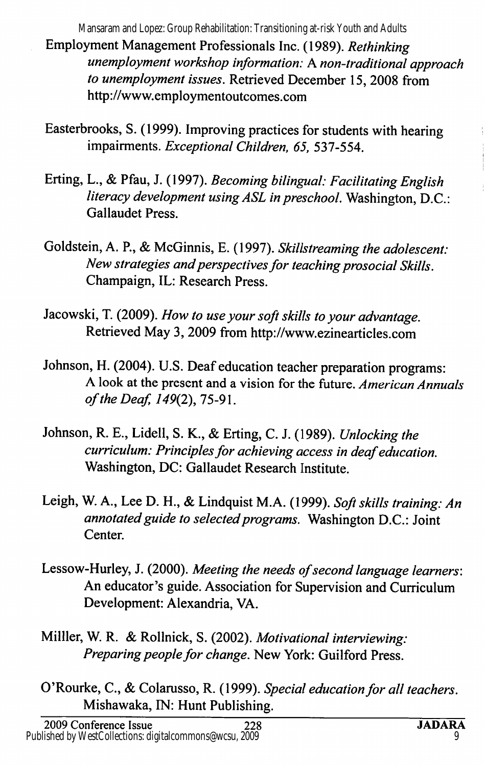Employment Management Professionals Inc. (1989). *Rethinking unemployment workshop information: A non-traditional approach to unemployment issues*. Retrieved December 15, 2008 from http://www.employmentoutcomes.com

Easterbrooks, S. (1999). Improving practices for students with hearing impairments. *Exceptional Children, 65*, 537-554.

Erting, L., & Pfau, J. (1997). *Becoming bilingual: Facilitating English literacy development using ASL in preschool*. Washington, D.C.: Gallaudet Press.

Goldstein, A. P., & McGinnis, E. (1997). *Skillstreaming the adolescent: New strategies and perspectives for teaching prosocial Skills*. Champaign, IL: Research Press.

Jacowski, T. (2009). *How to use your soft skills to your advantage*. Retrieved May 3, 2009 from http://www.ezinearticles.com

Johnson, H. (2004). U.S. Deaf education teacher preparation programs: A look at the present and a vision for the future. *American Annuals of the Deaf, 149*(2), 75-91.

Johnson, R. E., Lidell, S. K., & Erting, C. J. (1989). *Unlocking the curriculum: Principles for achieving access in deaf education*. Washington, DC: Gallaudet Research Institute.

Leigh, W. A., Lee D. H., & Lindquist M.A. (1999). *Soft skills training: An annotated guide to selected programs*. Washington D.C.: Joint Center.

Lessow-Hurley, J. (2000). *Meeting the needs of second language learners*: An educator's guide. Association for Supervision and Curriculum Development: Alexandria, VA.

Millller, W. R. & Rollnick, S. (2002). *Motivational interviewing: Preparing people for change*. New York: Guilford Press.

O'Rourke, C., & Colarusso, R. (1999). *Special education for all teachers*. Mishawaka, IN: Hunt Publishing.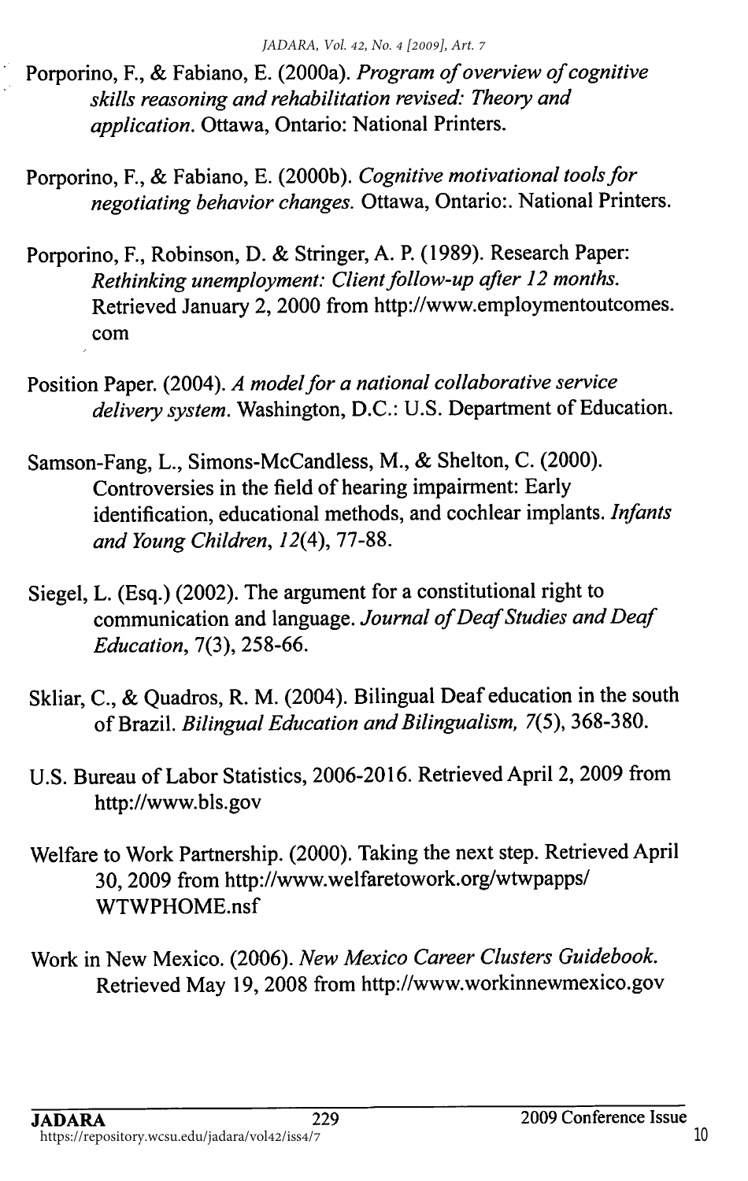Porporino, F., & Fabiano, E. (2000a). *Program of overview of cognitive skills reasoning and rehabilitation revised: Theory and application*. Ottawa, Ontario: National Printers.

Porporino, F., & Fabiano, E. (2000b). *Cognitive motivational tools for negotiating behavior changes*. Ottawa, Ontario:. National Printers.

Porporino, F., Robinson, D. & Stringer, A. P. (1989). Research Paper: *Rethinking unemployment: Client follow-up after 12 months*. Retrieved January 2, 2000 from http://www.employmentoutcomes.com

Position Paper. (2004). *A model for a national collaborative service delivery system*. Washington, D.C.: U.S. Department of Education.

Samson-Fang, L., Simons-McCandless, M., & Shelton, C. (2000). Controversies in the field of hearing impairment: Early identification, educational methods, and cochlear implants. *Infants and Young Children*, *12*(4), 77-88.

Siegel, L. (Esq.) (2002). The argument for a constitutional right to communication and language. *Journal of Deaf Studies and Deaf Education*, 7(3), 258-66.

Skliar, C., & Quadros, R. M. (2004). Bilingual Deaf education in the south of Brazil. *Bilingual Education and Bilingualism*, *7*(5), 368-380.

U.S. Bureau of Labor Statistics, 2006-2016. Retrieved April 2, 2009 from http://www.bls.gov

Welfare to Work Partnership. (2000). Taking the next step. Retrieved April 30, 2009 from http://www.welfaretowork.org/wtwpapps/WTWPHOME.nsf

Work in New Mexico. (2006). *New Mexico Career Clusters Guidebook*. Retrieved May 19, 2008 from http://www.workinnewmexico.gov